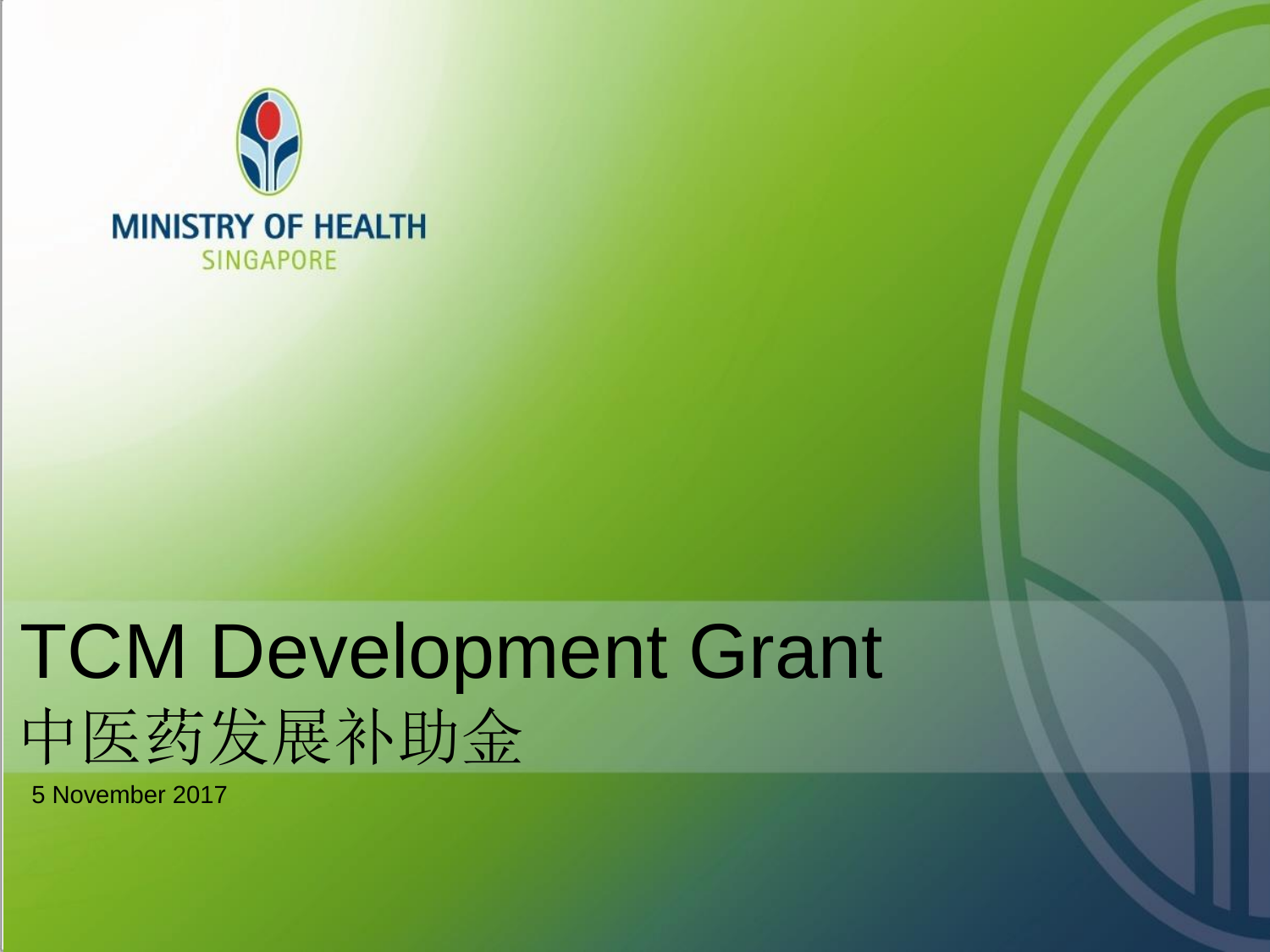MINISTRY OF HEALTH
SINGAPORE

# TCM Development Grant
# 中医药发展补助金

5 November 2017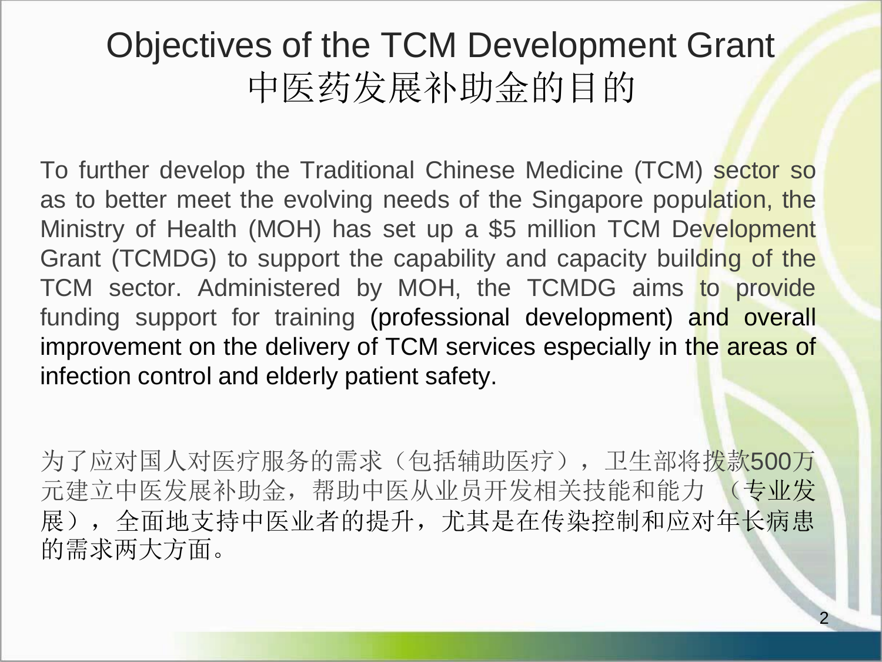# Objectives of the TCM Development Grant
# 中医药发展补助金的目的

To further develop the Traditional Chinese Medicine (TCM) sector so as to better meet the evolving needs of the Singapore population, the Ministry of Health (MOH) has set up a $5 million TCM Development Grant (TCMDG) to support the capability and capacity building of the TCM sector. Administered by MOH, the TCMDG aims to provide funding support for training (professional development) and overall improvement on the delivery of TCM services especially in the areas of infection control and elderly patient safety.

为了应对国人对医疗服务的需求（包括辅助医疗），卫生部将拨款500万元建立中医发展补助金，帮助中医从业员开发相关技能和能力 （专业发展），全面地支持中医业者的提升，尤其是在传染控制和应对年长病患的需求两大方面。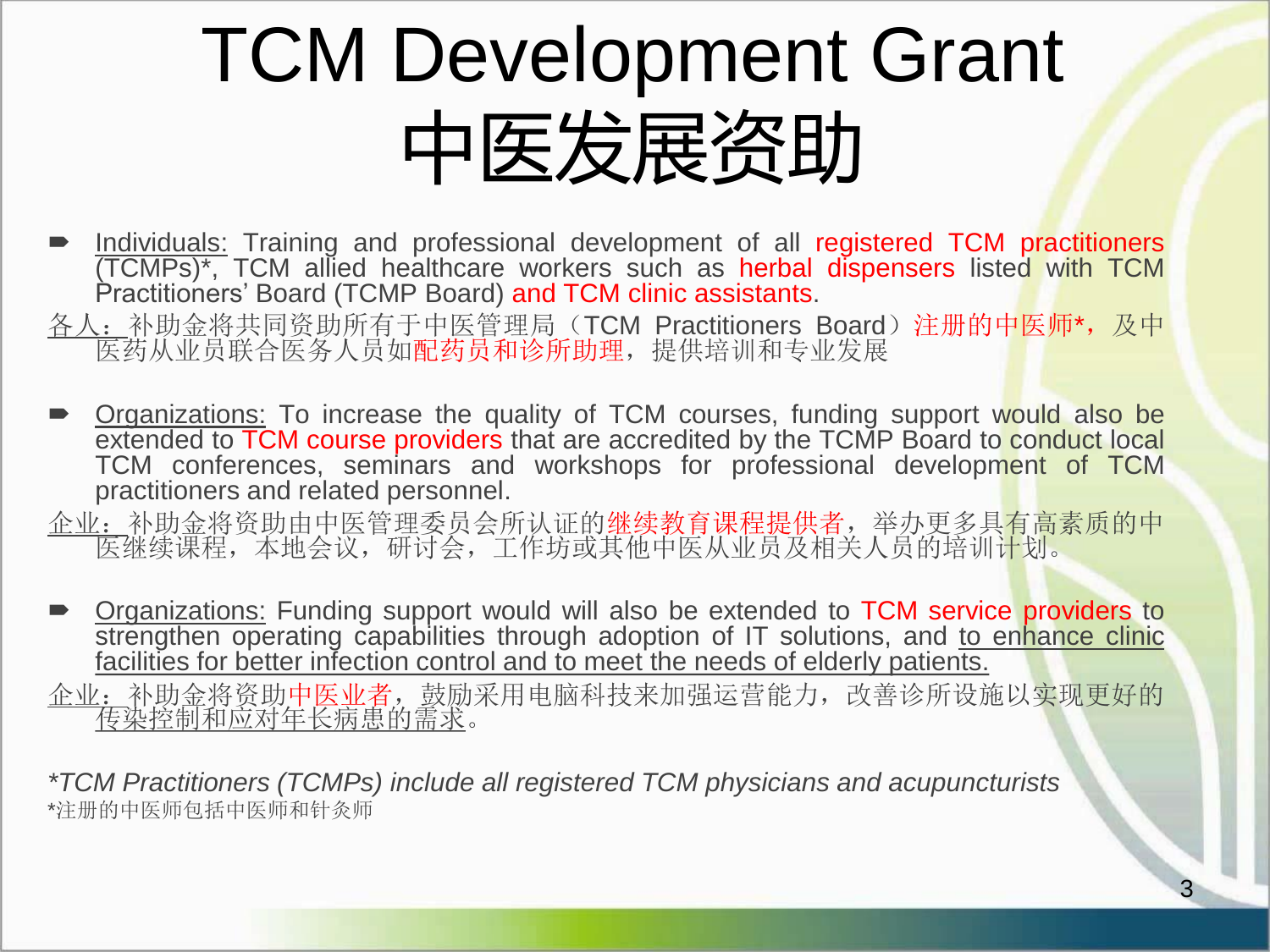# TCM Development Grant
# 中医发展资助

- Individuals: Training and professional development of all registered TCM practitioners (TCMPs)*, TCM allied healthcare workers such as herbal dispensers listed with TCM Practitioners' Board (TCMP Board) and TCM clinic assistants.

各人：补助金将共同资助所有于中医管理局（TCM Practitioners Board）注册的中医师*，及中医药从业员联合医务人员如配药员和诊所助理，提供培训和专业发展

- Organizations: To increase the quality of TCM courses, funding support would also be extended to TCM course providers that are accredited by the TCMP Board to conduct local TCM conferences, seminars and workshops for professional development of TCM practitioners and related personnel.

企业：补助金将资助由中医管理委员会所认证的继续教育课程提供者，举办更多具有高素质的中医继续课程，本地会议，研讨会，工作坊或其他中医从业员及相关人员的培训计划。

- Organizations: Funding support would will also be extended to TCM service providers to strengthen operating capabilities through adoption of IT solutions, and to enhance clinic facilities for better infection control and to meet the needs of elderly patients.

企业：补助金将资助中医业者，鼓励采用电脑科技来加强运营能力，改善诊所设施以实现更好的传染控制和应对年长病患的需求。

*\*TCM Practitioners (TCMPs) include all registered TCM physicians and acupuncturists*

*注册的中医师包括中医师和针灸师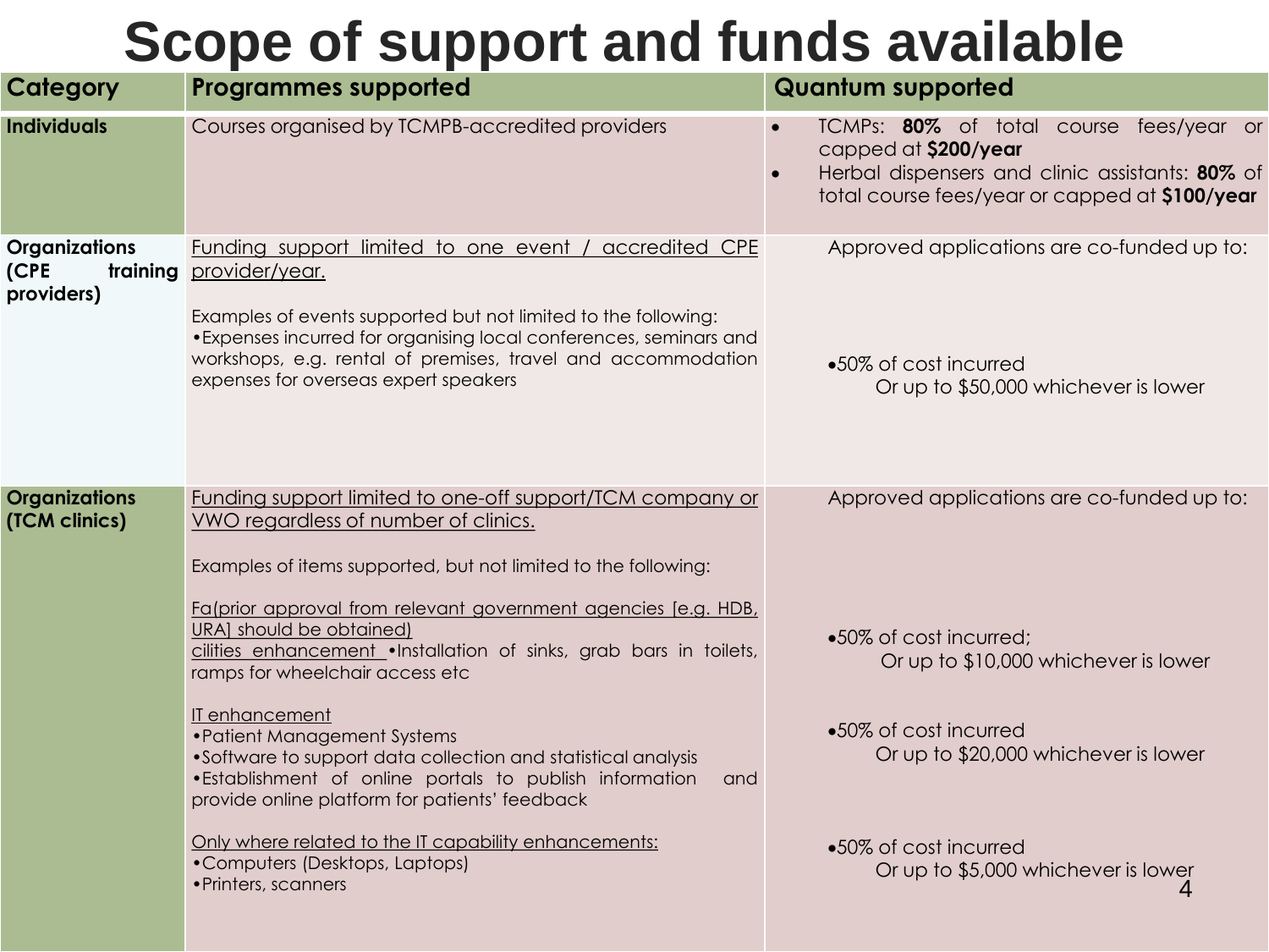# Scope of support and funds available

| Category | Programmes supported | Quantum supported |
|---|---|---|
| **Individuals** | Courses organised by TCMPB-accredited providers | • TCMPs: **80%** of total course fees/year or capped at **$200/year**<br>• Herbal dispensers and clinic assistants: **80%** of total course fees/year or capped at **$100/year** |
| **Organizations (CPE training providers)** | Funding support limited to one event / accredited CPE provider/year.<br><br>Examples of events supported but not limited to the following:<br>•Expenses incurred for organising local conferences, seminars and workshops, e.g. rental of premises, travel and accommodation expenses for overseas expert speakers | Approved applications are co-funded up to:<br><br>•50% of cost incurred Or up to $50,000 whichever is lower |
| **Organizations (TCM clinics)** | Funding support limited to one-off support/TCM company or VWO regardless of number of clinics.<br><br>Examples of items supported, but not limited to the following:<br><br>Fa(prior approval from relevant government agencies [e.g. HDB, URA] should be obtained) cilities enhancement •Installation of sinks, grab bars in toilets, ramps for wheelchair access etc<br><br>IT enhancement<br>•Patient Management Systems<br>•Software to support data collection and statistical analysis<br>•Establishment of online portals to publish information and provide online platform for patients' feedback<br><br>Only where related to the IT capability enhancements:<br>•Computers (Desktops, Laptops)<br>•Printers, scanners | Approved applications are co-funded up to:<br><br>•50% of cost incurred; Or up to $10,000 whichever is lower<br><br>•50% of cost incurred Or up to $20,000 whichever is lower<br><br>•50% of cost incurred Or up to $5,000 whichever is lower |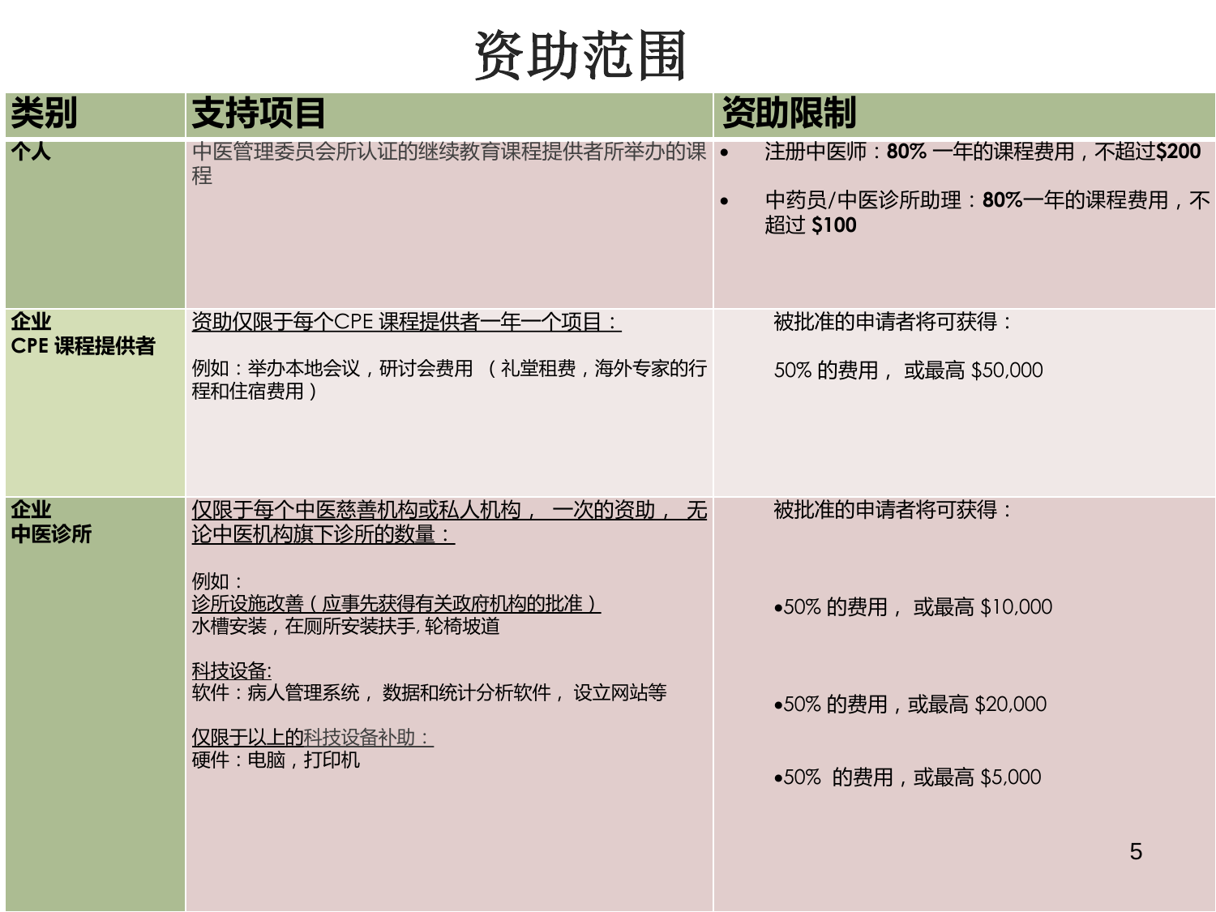# 资助范围

| 类别 | 支持项目 | 资助限制 |
| --- | --- | --- |
| **个人** | 中医管理委员会所认证的继续教育课程提供者所举办的课程 | • 注册中医师：**80%** 一年的课程费用，不超过**$200**<br>• 中药员/中医诊所助理：**80%**一年的课程费用，不超过 **$100** |
| **企业**<br>**CPE 课程提供者** | 资助仅限于每个CPE 课程提供者一年一个项目：<br><br>例如：举办本地会议，研讨会费用 （礼堂租费，海外专家的行程和住宿费用） | 被批准的申请者将可获得：<br><br>50% 的费用， 或最高 $50,000 |
| **企业**<br>**中医诊所** | 仅限于每个中医慈善机构或私人机构， 一次的资助， 无论中医机构旗下诊所的数量：<br><br>例如：<br>诊所设施改善（应事先获得有关政府机构的批准）<br>水槽安装，在厕所安装扶手, 轮椅坡道<br><br>科技设备:<br>软件：病人管理系统， 数据和统计分析软件， 设立网站等<br><br>仅限于以上的科技设备补助：<br>硬件：电脑，打印机 | 被批准的申请者将可获得：<br><br>•50% 的费用， 或最高 $10,000<br><br>•50% 的费用，或最高 $20,000<br><br>•50% 的费用，或最高 $5,000 |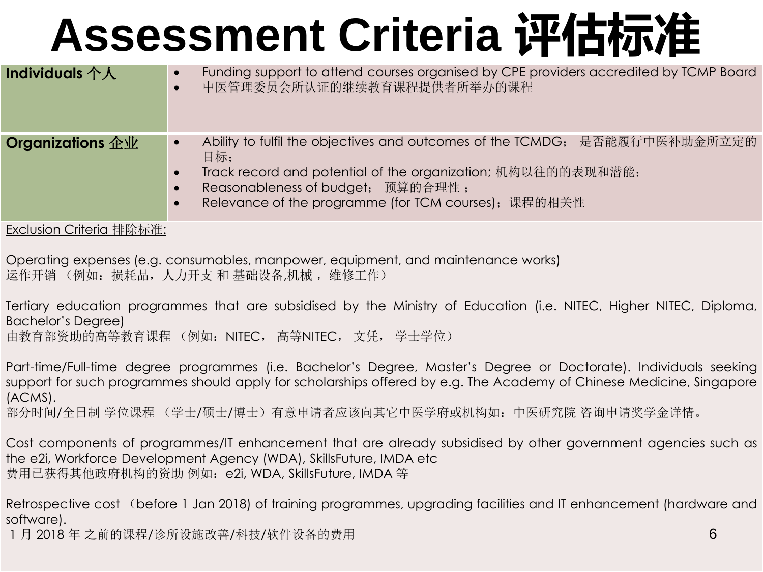# Assessment Criteria 评估标准

| | |
|---|---|
| **Individuals 个人** | • Funding support to attend courses organised by CPE providers accredited by TCMP Board<br>• 中医管理委员会所认证的继续教育课程提供者所举办的课程 |
| **Organizations 企业** | • Ability to fulfil the objectives and outcomes of the TCMDG； 是否能履行中医补助金所立定的目标；<br>• Track record and potential of the organization; 机构以往的的表现和潜能；<br>• Reasonableness of budget； 预算的合理性 ；<br>• Relevance of the programme (for TCM courses)；课程的相关性 |

<u>Exclusion Criteria 排除标准:</u>

Operating expenses (e.g. consumables, manpower, equipment, and maintenance works)
运作开销 （例如：损耗品，人力开支 和 基础设备,机械 ，维修工作）

Tertiary education programmes that are subsidised by the Ministry of Education (i.e. NITEC, Higher NITEC, Diploma, Bachelor's Degree)
由教育部资助的高等教育课程 （例如：NITEC， 高等NITEC， 文凭， 学士学位）

Part-time/Full-time degree programmes (i.e. Bachelor's Degree, Master's Degree or Doctorate). Individuals seeking support for such programmes should apply for scholarships offered by e.g. The Academy of Chinese Medicine, Singapore (ACMS).
部分时间/全日制 学位课程 （学士/硕士/博士）有意申请者应该向其它中医学府或机构如：中医研究院 咨询申请奖学金详情。

Cost components of programmes/IT enhancement that are already subsidised by other government agencies such as the e2i, Workforce Development Agency (WDA), SkillsFuture, IMDA etc
费用已获得其他政府机构的资助 例如：e2i, WDA, SkillsFuture, IMDA 等

Retrospective cost （before 1 Jan 2018) of training programmes, upgrading facilities and IT enhancement (hardware and software).
1 月 2018 年 之前的课程/诊所设施改善/科技/软件设备的费用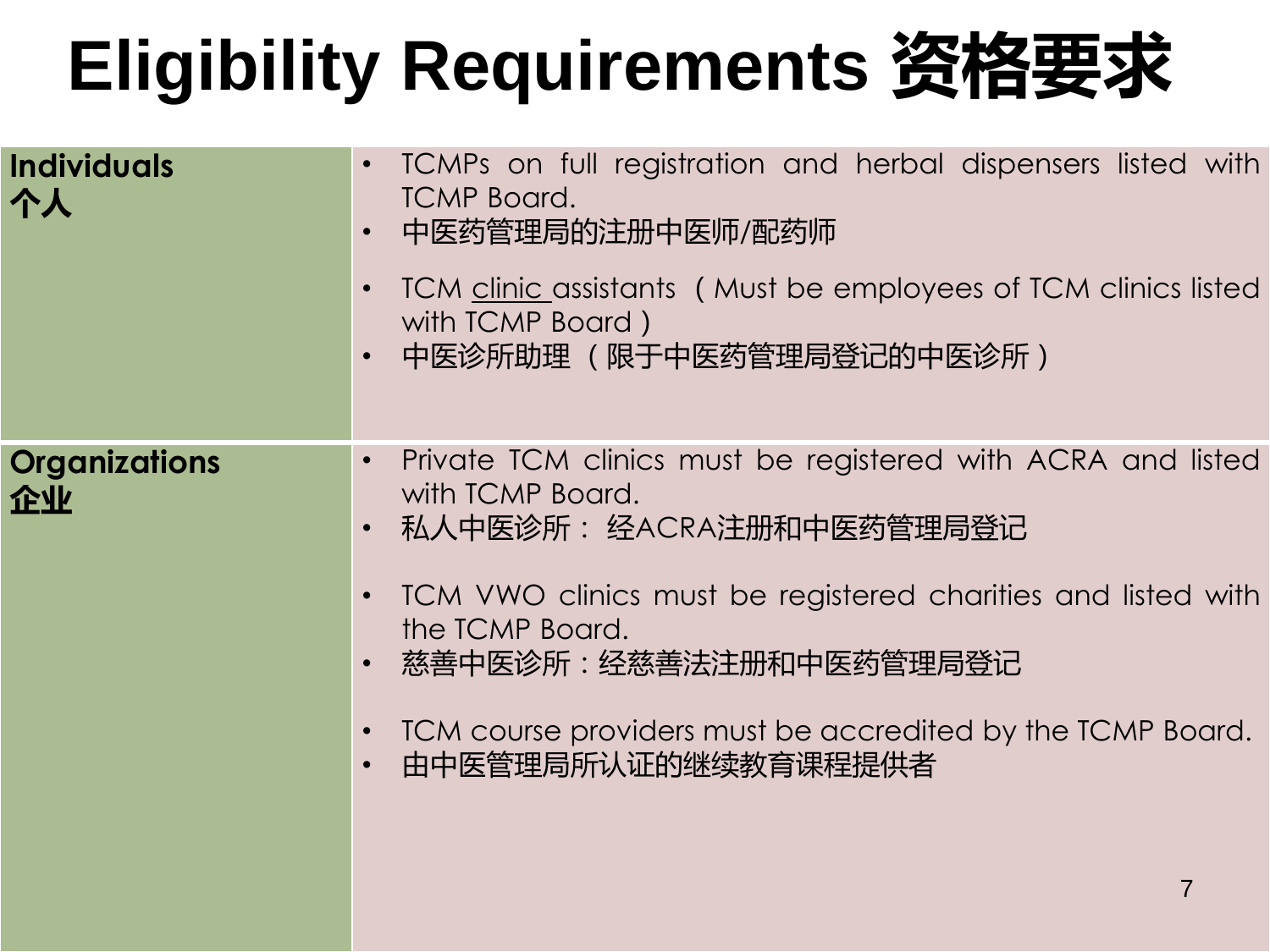# Eligibility Requirements 资格要求

| Category | Requirements |
| --- | --- |
| **Individuals 个人** | • TCMPs on full registration and herbal dispensers listed with TCMP Board.<br>• 中医药管理局的注册中医师/配药师<br>• TCM clinic assistants （Must be employees of TCM clinics listed with TCMP Board）<br>• 中医诊所助理 （限于中医药管理局登记的中医诊所） |
| **Organizations 企业** | • Private TCM clinics must be registered with ACRA and listed with TCMP Board.<br>• 私人中医诊所： 经ACRA注册和中医药管理局登记<br>• TCM VWO clinics must be registered charities and listed with the TCMP Board.<br>• 慈善中医诊所：经慈善法注册和中医药管理局登记<br>• TCM course providers must be accredited by the TCMP Board.<br>• 由中医管理局所认证的继续教育课程提供者 |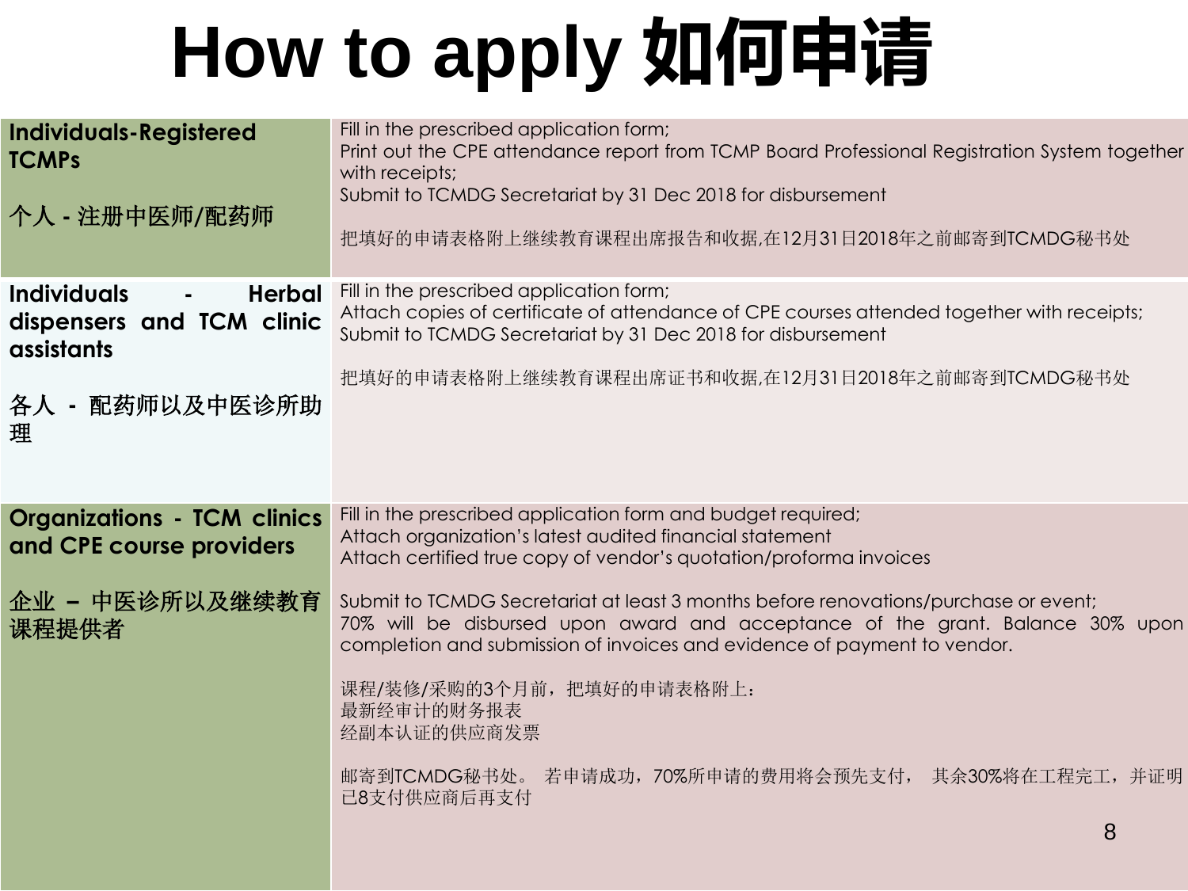# How to apply 如何申请

| | |
|---|---|
| **Individuals-Registered TCMPs**<br><br>**个人 - 注册中医师/配药师** | Fill in the prescribed application form;<br>Print out the CPE attendance report from TCMP Board Professional Registration System together with receipts;<br>Submit to TCMDG Secretariat by 31 Dec 2018 for disbursement<br><br>把填好的申请表格附上继续教育课程出席报告和收据,在12月31日2018年之前邮寄到TCMDG秘书处 |
| **Individuals - Herbal dispensers and TCM clinic assistants**<br><br>**各人 - 配药师以及中医诊所助理** | Fill in the prescribed application form;<br>Attach copies of certificate of attendance of CPE courses attended together with receipts;<br>Submit to TCMDG Secretariat by 31 Dec 2018 for disbursement<br><br>把填好的申请表格附上继续教育课程出席证书和收据,在12月31日2018年之前邮寄到TCMDG秘书处 |
| **Organizations - TCM clinics and CPE course providers**<br><br>**企业 – 中医诊所以及继续教育课程提供者** | Fill in the prescribed application form and budget required;<br>Attach organization's latest audited financial statement<br>Attach certified true copy of vendor's quotation/proforma invoices<br><br>Submit to TCMDG Secretariat at least 3 months before renovations/purchase or event;<br>70% will be disbursed upon award and acceptance of the grant. Balance 30% upon completion and submission of invoices and evidence of payment to vendor.<br><br>课程/装修/采购的3个月前，把填好的申请表格附上：<br>最新经审计的财务报表<br>经副本认证的供应商发票<br><br>邮寄到TCMDG秘书处。 若申请成功，70%所申请的费用将会预先支付， 其余30%将在工程完工，并证明已8支付供应商后再支付 |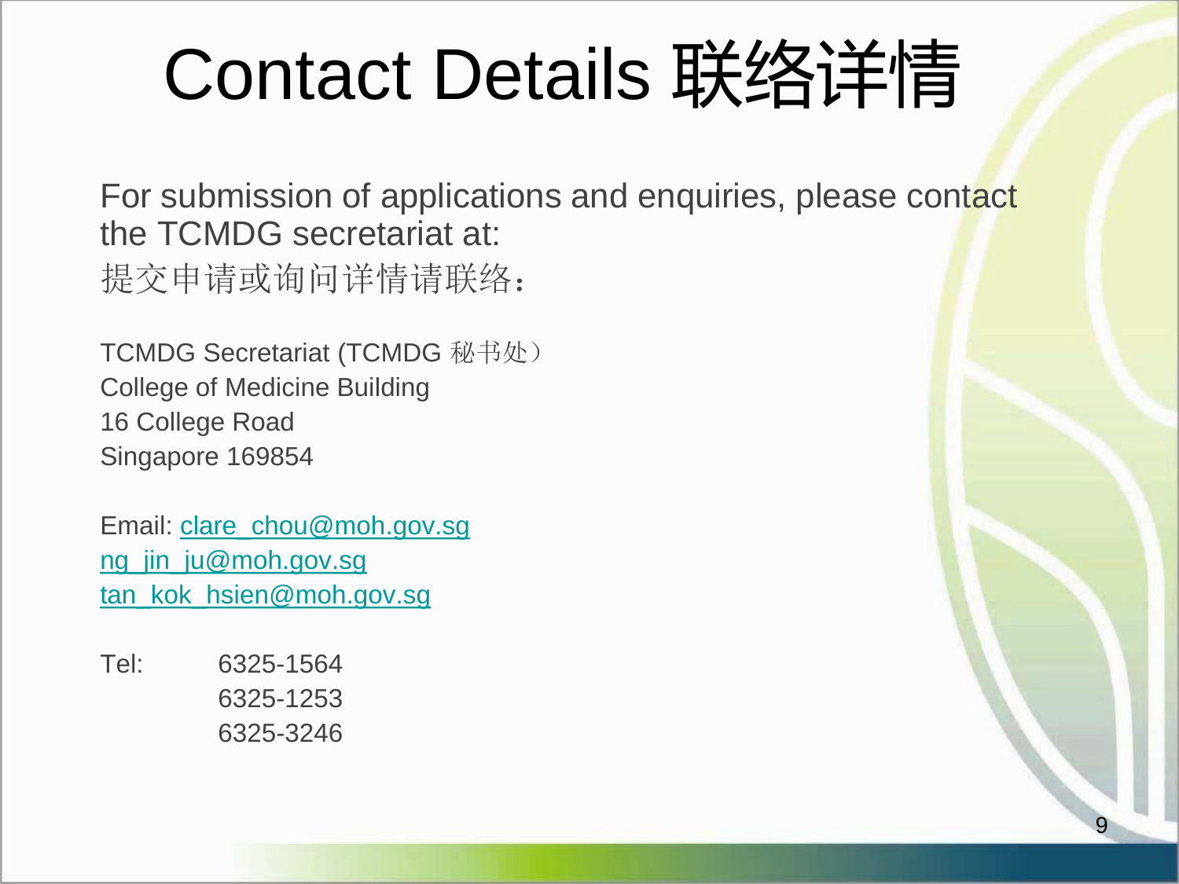# Contact Details 联络详情

For submission of applications and enquiries, please contact the TCMDG secretariat at:
提交申请或询问详情请联络：

TCMDG Secretariat (TCMDG 秘书处）
College of Medicine Building
16 College Road
Singapore 169854

Email: clare_chou@moh.gov.sg
ng_jin_ju@moh.gov.sg
tan_kok_hsien@moh.gov.sg

Tel: 6325-1564
6325-1253
6325-3246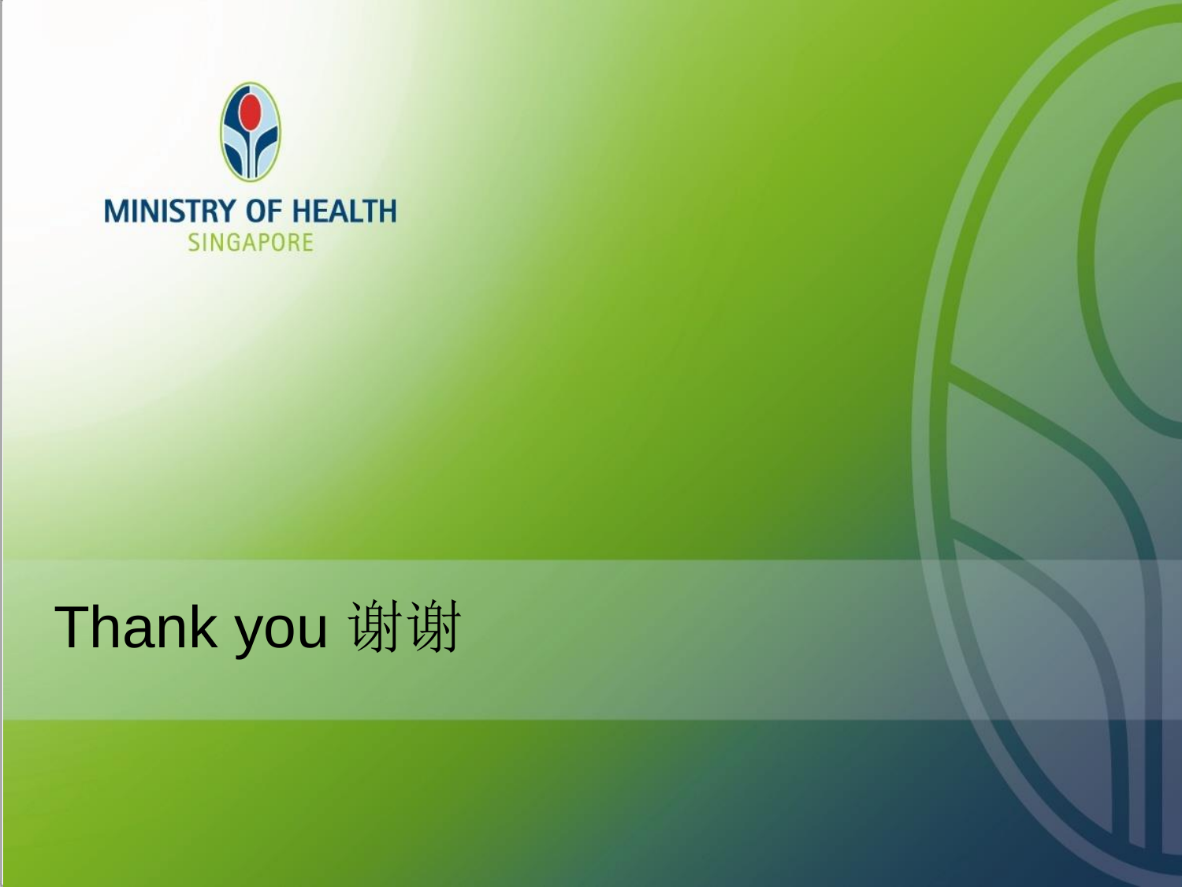MINISTRY OF HEALTH
SINGAPORE

# Thank you 谢谢